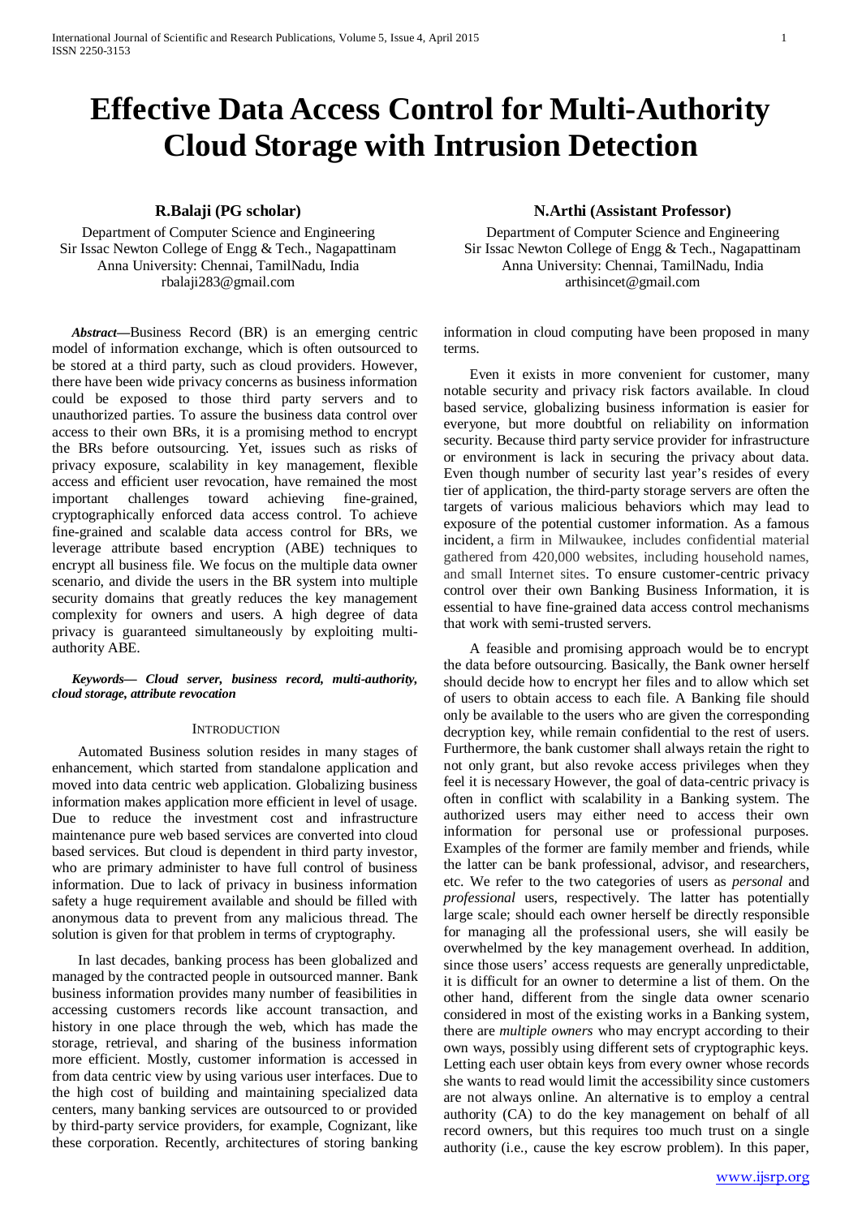# Effective Data Access Control for Multi-Authority Cloud Storage with Intrusion Detection

**R.Balaji (PG scholar)**

Department of Computer Science and Engineering
Sir Issac Newton College of Engg & Tech., Nagapattinam
Anna University: Chennai, TamilNadu, India
rbalaji283@gmail.com

**N.Arthi (Assistant Professor)**

Department of Computer Science and Engineering
Sir Issac Newton College of Engg & Tech., Nagapattinam
Anna University: Chennai, TamilNadu, India
arthisincet@gmail.com

***Abstract*****—**Business Record (BR) is an emerging centric model of information exchange, which is often outsourced to be stored at a third party, such as cloud providers. However, there have been wide privacy concerns as business information could be exposed to those third party servers and to unauthorized parties. To assure the business data control over access to their own BRs, it is a promising method to encrypt the BRs before outsourcing. Yet, issues such as risks of privacy exposure, scalability in key management, flexible access and efficient user revocation, have remained the most important challenges toward achieving fine-grained, cryptographically enforced data access control. To achieve fine-grained and scalable data access control for BRs, we leverage attribute based encryption (ABE) techniques to encrypt all business file. We focus on the multiple data owner scenario, and divide the users in the BR system into multiple security domains that greatly reduces the key management complexity for owners and users. A high degree of data privacy is guaranteed simultaneously by exploiting multi-authority ABE.

***Keywords— Cloud server, business record, multi-authority, cloud storage, attribute revocation***

## INTRODUCTION

Automated Business solution resides in many stages of enhancement, which started from standalone application and moved into data centric web application. Globalizing business information makes application more efficient in level of usage. Due to reduce the investment cost and infrastructure maintenance pure web based services are converted into cloud based services. But cloud is dependent in third party investor, who are primary administer to have full control of business information. Due to lack of privacy in business information safety a huge requirement available and should be filled with anonymous data to prevent from any malicious thread. The solution is given for that problem in terms of cryptography.

In last decades, banking process has been globalized and managed by the contracted people in outsourced manner. Bank business information provides many number of feasibilities in accessing customers records like account transaction, and history in one place through the web, which has made the storage, retrieval, and sharing of the business information more efficient. Mostly, customer information is accessed in from data centric view by using various user interfaces. Due to the high cost of building and maintaining specialized data centers, many banking services are outsourced to or provided by third-party service providers, for example, Cognizant, like these corporation. Recently, architectures of storing banking information in cloud computing have been proposed in many terms.

Even it exists in more convenient for customer, many notable security and privacy risk factors available. In cloud based service, globalizing business information is easier for everyone, but more doubtful on reliability on information security. Because third party service provider for infrastructure or environment is lack in securing the privacy about data. Even though number of security last year's resides of every tier of application, the third-party storage servers are often the targets of various malicious behaviors which may lead to exposure of the potential customer information. As a famous incident, a firm in Milwaukee, includes confidential material gathered from 420,000 websites, including household names, and small Internet sites. To ensure customer-centric privacy control over their own Banking Business Information, it is essential to have fine-grained data access control mechanisms that work with semi-trusted servers.

A feasible and promising approach would be to encrypt the data before outsourcing. Basically, the Bank owner herself should decide how to encrypt her files and to allow which set of users to obtain access to each file. A Banking file should only be available to the users who are given the corresponding decryption key, while remain confidential to the rest of users. Furthermore, the bank customer shall always retain the right to not only grant, but also revoke access privileges when they feel it is necessary However, the goal of data-centric privacy is often in conflict with scalability in a Banking system. The authorized users may either need to access their own information for personal use or professional purposes. Examples of the former are family member and friends, while the latter can be bank professional, advisor, and researchers, etc. We refer to the two categories of users as *personal* and *professional* users, respectively. The latter has potentially large scale; should each owner herself be directly responsible for managing all the professional users, she will easily be overwhelmed by the key management overhead. In addition, since those users' access requests are generally unpredictable, it is difficult for an owner to determine a list of them. On the other hand, different from the single data owner scenario considered in most of the existing works in a Banking system, there are *multiple owners* who may encrypt according to their own ways, possibly using different sets of cryptographic keys. Letting each user obtain keys from every owner whose records she wants to read would limit the accessibility since customers are not always online. An alternative is to employ a central authority (CA) to do the key management on behalf of all record owners, but this requires too much trust on a single authority (i.e., cause the key escrow problem). In this paper,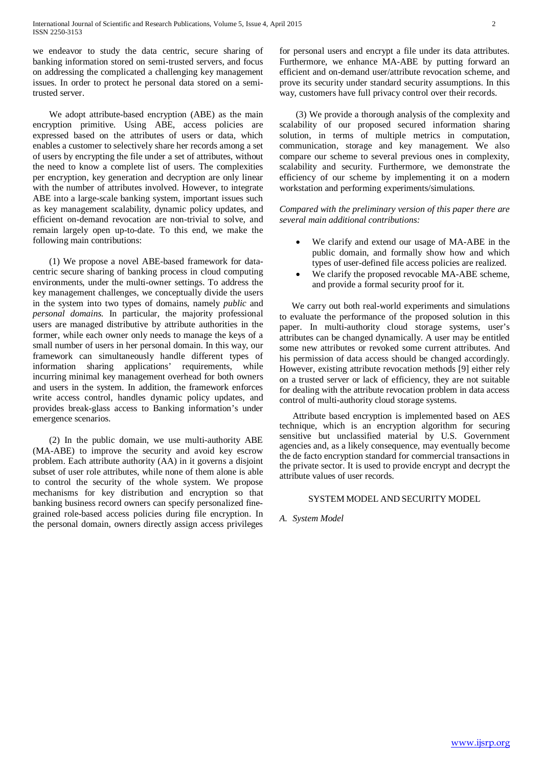we endeavor to study the data centric, secure sharing of banking information stored on semi-trusted servers, and focus on addressing the complicated a challenging key management issues. In order to protect he personal data stored on a semi-trusted server.

We adopt attribute-based encryption (ABE) as the main encryption primitive. Using ABE, access policies are expressed based on the attributes of users or data, which enables a customer to selectively share her records among a set of users by encrypting the file under a set of attributes, without the need to know a complete list of users. The complexities per encryption, key generation and decryption are only linear with the number of attributes involved. However, to integrate ABE into a large-scale banking system, important issues such as key management scalability, dynamic policy updates, and efficient on-demand revocation are non-trivial to solve, and remain largely open up-to-date. To this end, we make the following main contributions:

(1) We propose a novel ABE-based framework for data-centric secure sharing of banking process in cloud computing environments, under the multi-owner settings. To address the key management challenges, we conceptually divide the users in the system into two types of domains, namely *public* and *personal domains*. In particular, the majority professional users are managed distributive by attribute authorities in the former, while each owner only needs to manage the keys of a small number of users in her personal domain. In this way, our framework can simultaneously handle different types of information sharing applications' requirements, while incurring minimal key management overhead for both owners and users in the system. In addition, the framework enforces write access control, handles dynamic policy updates, and provides break-glass access to Banking information's under emergence scenarios.

(2) In the public domain, we use multi-authority ABE (MA-ABE) to improve the security and avoid key escrow problem. Each attribute authority (AA) in it governs a disjoint subset of user role attributes, while none of them alone is able to control the security of the whole system. We propose mechanisms for key distribution and encryption so that banking business record owners can specify personalized fine-grained role-based access policies during file encryption. In the personal domain, owners directly assign access privileges for personal users and encrypt a file under its data attributes. Furthermore, we enhance MA-ABE by putting forward an efficient and on-demand user/attribute revocation scheme, and prove its security under standard security assumptions. In this way, customers have full privacy control over their records.

(3) We provide a thorough analysis of the complexity and scalability of our proposed secured information sharing solution, in terms of multiple metrics in computation, communication, storage and key management. We also compare our scheme to several previous ones in complexity, scalability and security. Furthermore, we demonstrate the efficiency of our scheme by implementing it on a modern workstation and performing experiments/simulations.

*Compared with the preliminary version of this paper there are several main additional contributions:*

- We clarify and extend our usage of MA-ABE in the public domain, and formally show how and which types of user-defined file access policies are realized.
- We clarify the proposed revocable MA-ABE scheme, and provide a formal security proof for it.

We carry out both real-world experiments and simulations to evaluate the performance of the proposed solution in this paper. In multi-authority cloud storage systems, user's attributes can be changed dynamically. A user may be entitled some new attributes or revoked some current attributes. And his permission of data access should be changed accordingly. However, existing attribute revocation methods [9] either rely on a trusted server or lack of efficiency, they are not suitable for dealing with the attribute revocation problem in data access control of multi-authority cloud storage systems.

Attribute based encryption is implemented based on AES technique, which is an encryption algorithm for securing sensitive but unclassified material by U.S. Government agencies and, as a likely consequence, may eventually become the de facto encryption standard for commercial transactions in the private sector. It is used to provide encrypt and decrypt the attribute values of user records.

## SYSTEM MODEL AND SECURITY MODEL

### *A. System Model*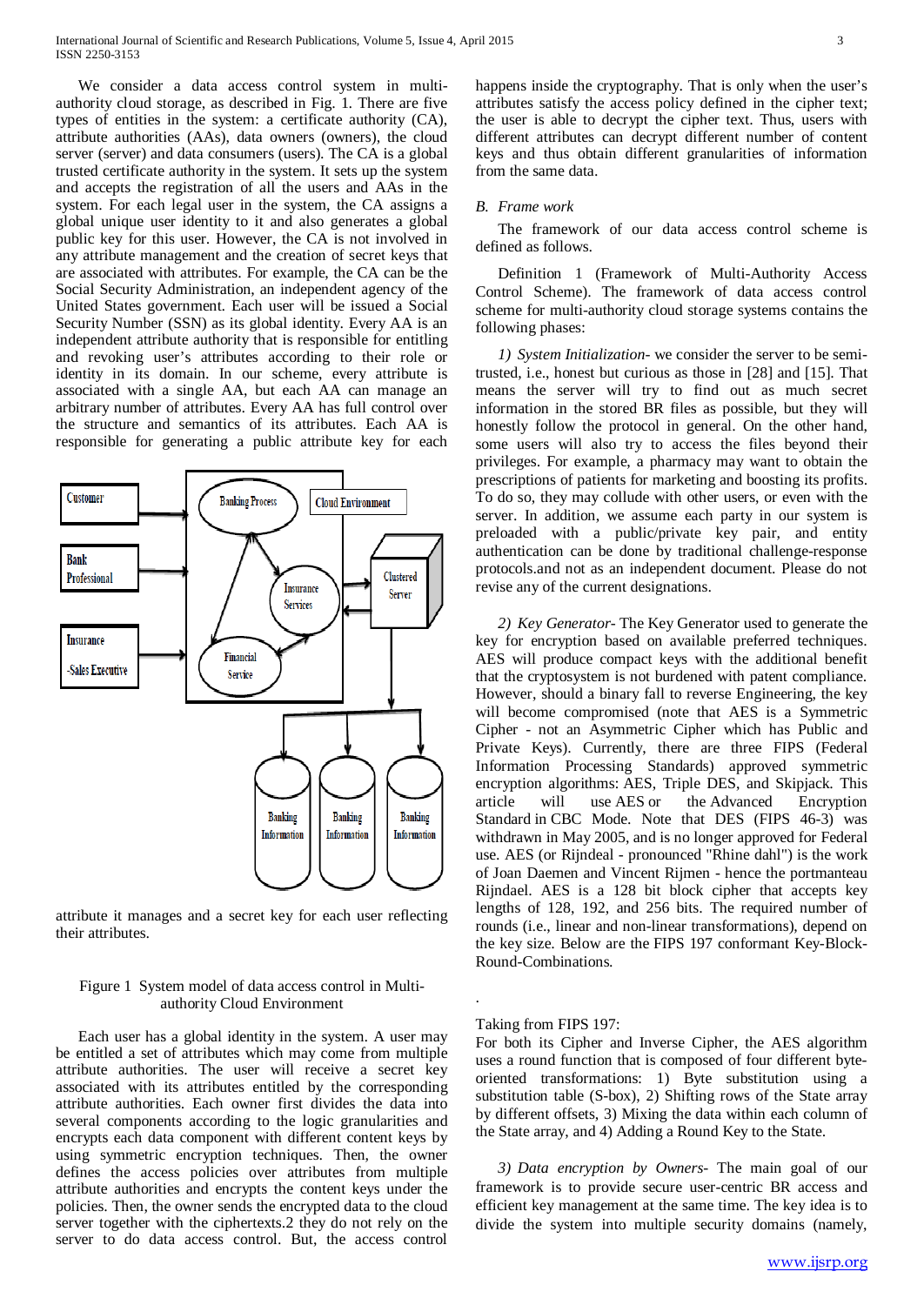We consider a data access control system in multi-authority cloud storage, as described in Fig. 1. There are five types of entities in the system: a certificate authority (CA), attribute authorities (AAs), data owners (owners), the cloud server (server) and data consumers (users). The CA is a global trusted certificate authority in the system. It sets up the system and accepts the registration of all the users and AAs in the system. For each legal user in the system, the CA assigns a global unique user identity to it and also generates a global public key for this user. However, the CA is not involved in any attribute management and the creation of secret keys that are associated with attributes. For example, the CA can be the Social Security Administration, an independent agency of the United States government. Each user will be issued a Social Security Number (SSN) as its global identity. Every AA is an independent attribute authority that is responsible for entitling and revoking user's attributes according to their role or identity in its domain. In our scheme, every attribute is associated with a single AA, but each AA can manage an arbitrary number of attributes. Every AA has full control over the structure and semantics of its attributes. Each AA is responsible for generating a public attribute key for each attribute it manages and a secret key for each user reflecting their attributes.

Customer

Bank Professional

Insurance -Sales Executive

Banking Process

Cloud Environment

Insurance Services

Financial Service

Clustered Server

Banking Information

Banking Information

Banking Information

Figure 1 System model of data access control in Multi-authority Cloud Environment

Each user has a global identity in the system. A user may be entitled a set of attributes which may come from multiple attribute authorities. The user will receive a secret key associated with its attributes entitled by the corresponding attribute authorities. Each owner first divides the data into several components according to the logic granularities and encrypts each data component with different content keys by using symmetric encryption techniques. Then, the owner defines the access policies over attributes from multiple attribute authorities and encrypts the content keys under the policies. Then, the owner sends the encrypted data to the cloud server together with the ciphertexts.2 they do not rely on the server to do data access control. But, the access control happens inside the cryptography. That is only when the user's attributes satisfy the access policy defined in the cipher text; the user is able to decrypt the cipher text. Thus, users with different attributes can decrypt different number of content keys and thus obtain different granularities of information from the same data.

## *B. Frame work*

The framework of our data access control scheme is defined as follows.

Definition 1 (Framework of Multi-Authority Access Control Scheme). The framework of data access control scheme for multi-authority cloud storage systems contains the following phases:

*1) System Initialization*- we consider the server to be semi-trusted, i.e., honest but curious as those in [28] and [15]. That means the server will try to find out as much secret information in the stored BR files as possible, but they will honestly follow the protocol in general. On the other hand, some users will also try to access the files beyond their privileges. For example, a pharmacy may want to obtain the prescriptions of patients for marketing and boosting its profits. To do so, they may collude with other users, or even with the server. In addition, we assume each party in our system is preloaded with a public/private key pair, and entity authentication can be done by traditional challenge-response protocols.and not as an independent document. Please do not revise any of the current designations.

*2) Key Generator*- The Key Generator used to generate the key for encryption based on available preferred techniques. AES will produce compact keys with the additional benefit that the cryptosystem is not burdened with patent compliance. However, should a binary fall to reverse Engineering, the key will become compromised (note that AES is a Symmetric Cipher - not an Asymmetric Cipher which has Public and Private Keys). Currently, there are three FIPS (Federal Information Processing Standards) approved symmetric encryption algorithms: AES, Triple DES, and Skipjack. This article will use AES or the Advanced Encryption Standard in CBC Mode. Note that DES (FIPS 46-3) was withdrawn in May 2005, and is no longer approved for Federal use. AES (or Rijndeal - pronounced "Rhine dahl") is the work of Joan Daemen and Vincent Rijmen - hence the portmanteau Rijndael. AES is a 128 bit block cipher that accepts key lengths of 128, 192, and 256 bits. The required number of rounds (i.e., linear and non-linear transformations), depend on the key size. Below are the FIPS 197 conformant Key-Block-Round-Combinations.

.

Taking from FIPS 197:
For both its Cipher and Inverse Cipher, the AES algorithm uses a round function that is composed of four different byte-oriented transformations: 1) Byte substitution using a substitution table (S-box), 2) Shifting rows of the State array by different offsets, 3) Mixing the data within each column of the State array, and 4) Adding a Round Key to the State.

*3) Data encryption by Owners*- The main goal of our framework is to provide secure user-centric BR access and efficient key management at the same time. The key idea is to divide the system into multiple security domains (namely,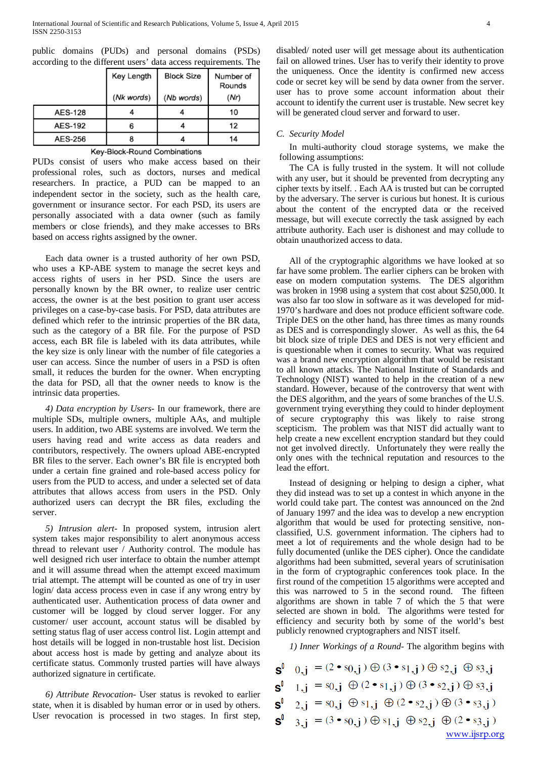public domains (PUDs) and personal domains (PSDs) according to the different users' data access requirements. The

| | Key Length (Nk words) | Block Size (Nb words) | Number of Rounds (Nr) |
|---|---|---|---|
| AES-128 | 4 | 4 | 10 |
| AES-192 | 6 | 4 | 12 |
| AES-256 | 8 | 4 | 14 |

Key-Block-Round Combinations

PUDs consist of users who make access based on their professional roles, such as doctors, nurses and medical researchers. In practice, a PUD can be mapped to an independent sector in the society, such as the health care, government or insurance sector. For each PSD, its users are personally associated with a data owner (such as family members or close friends), and they make accesses to BRs based on access rights assigned by the owner.

Each data owner is a trusted authority of her own PSD, who uses a KP-ABE system to manage the secret keys and access rights of users in her PSD. Since the users are personally known by the BR owner, to realize user centric access, the owner is at the best position to grant user access privileges on a case-by-case basis. For PSD, data attributes are defined which refer to the intrinsic properties of the BR data, such as the category of a BR file. For the purpose of PSD access, each BR file is labeled with its data attributes, while the key size is only linear with the number of file categories a user can access. Since the number of users in a PSD is often small, it reduces the burden for the owner. When encrypting the data for PSD, all that the owner needs to know is the intrinsic data properties.

*4) Data encryption by Users-* In our framework, there are multiple SDs, multiple owners, multiple AAs, and multiple users. In addition, two ABE systems are involved. We term the users having read and write access as data readers and contributors, respectively. The owners upload ABE-encrypted BR files to the server. Each owner's BR file is encrypted both under a certain fine grained and role-based access policy for users from the PUD to access, and under a selected set of data attributes that allows access from users in the PSD. Only authorized users can decrypt the BR files, excluding the server.

*5) Intrusion alert-* In proposed system, intrusion alert system takes major responsibility to alert anonymous access thread to relevant user / Authority control. The module has well designed rich user interface to obtain the number attempt and it will assume thread when the attempt exceed maximum trial attempt. The attempt will be counted as one of try in user login/ data access process even in case if any wrong entry by authenticated user. Authentication process of data owner and customer will be logged by cloud server logger. For any customer/ user account, account status will be disabled by setting status flag of user access control list. Login attempt and host details will be logged in non-trustable host list. Decision about access host is made by getting and analyze about its certificate status. Commonly trusted parties will have always authorized signature in certificate.

*6) Attribute Revocation-* User status is revoked to earlier state, when it is disabled by human error or in used by others. User revocation is processed in two stages. In first step, disabled/ noted user will get message about its authentication fail on allowed trines. User has to verify their identity to prove the uniqueness. Once the identity is confirmed new access code or secret key will be send by data owner from the server. user has to prove some account information about their account to identify the current user is trustable. New secret key will be generated cloud server and forward to user.

## C. Security Model

In multi-authority cloud storage systems, we make the following assumptions:

The CA is fully trusted in the system. It will not collude with any user, but it should be prevented from decrypting any cipher texts by itself. . Each AA is trusted but can be corrupted by the adversary. The server is curious but honest. It is curious about the content of the encrypted data or the received message, but will execute correctly the task assigned by each attribute authority. Each user is dishonest and may collude to obtain unauthorized access to data.

All of the cryptographic algorithms we have looked at so far have some problem. The earlier ciphers can be broken with ease on modern computation systems. The DES algorithm was broken in 1998 using a system that cost about $250,000. It was also far too slow in software as it was developed for mid-1970's hardware and does not produce efficient software code. Triple DES on the other hand, has three times as many rounds as DES and is correspondingly slower. As well as this, the 64 bit block size of triple DES and DES is not very efficient and is questionable when it comes to security. What was required was a brand new encryption algorithm that would be resistant to all known attacks. The National Institute of Standards and Technology (NIST) wanted to help in the creation of a new standard. However, because of the controversy that went with the DES algorithm, and the years of some branches of the U.S. government trying everything they could to hinder deployment of secure cryptography this was likely to raise strong scepticism. The problem was that NIST did actually want to help create a new excellent encryption standard but they could not get involved directly. Unfortunately they were really the only ones with the technical reputation and resources to the lead the effort.

Instead of designing or helping to design a cipher, what they did instead was to set up a contest in which anyone in the world could take part. The contest was announced on the 2nd of January 1997 and the idea was to develop a new encryption algorithm that would be used for protecting sensitive, non-classified, U.S. government information. The ciphers had to meet a lot of requirements and the whole design had to be fully documented (unlike the DES cipher). Once the candidate algorithms had been submitted, several years of scrutinisation in the form of cryptographic conferences took place. In the first round of the competition 15 algorithms were accepted and this was narrowed to 5 in the second round. The fifteen algorithms are shown in table 7 of which the 5 that were selected are shown in bold. The algorithms were tested for efficiency and security both by some of the world's best publicly renowned cryptographers and NIST itself.

*1) Inner Workings of a Round-* The algorithm begins with

$$s'_{0,j} = (2 \bullet s_{0,j}) \oplus (3 \bullet s_{1,j}) \oplus s_{2,j} \oplus s_{3,j}$$

$$s'_{1,j} = s_{0,j} \oplus (2 \bullet s_{1,j}) \oplus (3 \bullet s_{2,j}) \oplus s_{3,j}$$

$$s'_{2,j} = s_{0,j} \oplus s_{1,j} \oplus (2 \bullet s_{2,j}) \oplus (3 \bullet s_{3,j})$$

$$s'_{3,j} = (3 \bullet s_{0,j}) \oplus s_{1,j} \oplus s_{2,j} \oplus (2 \bullet s_{3,j})$$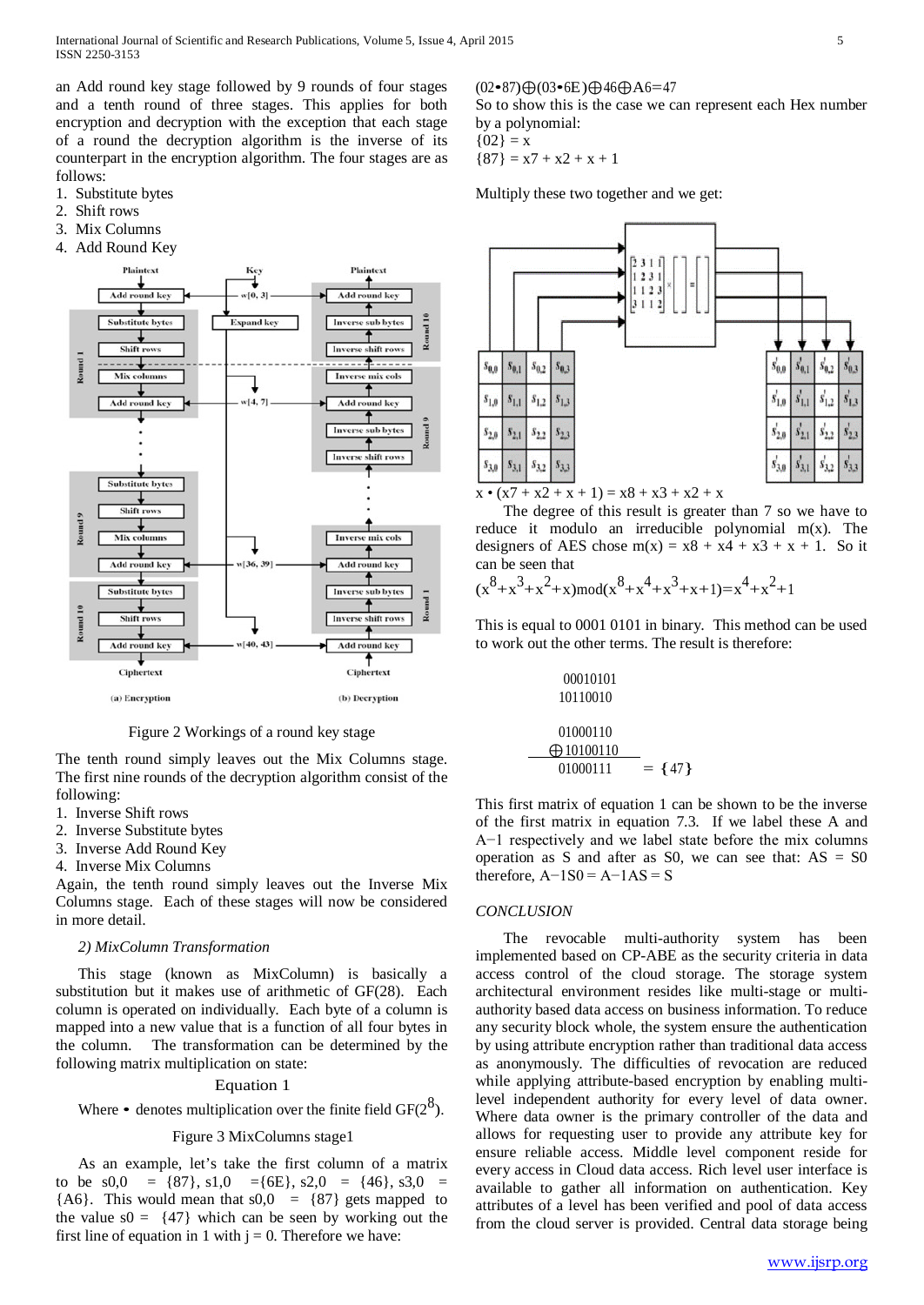an Add round key stage followed by 9 rounds of four stages and a tenth round of three stages. This applies for both encryption and decryption with the exception that each stage of a round the decryption algorithm is the inverse of its counterpart in the encryption algorithm. The four stages are as follows:

1. Substitute bytes
2. Shift rows
3. Mix Columns
4. Add Round Key

Figure 2 Workings of a round key stage

The tenth round simply leaves out the Mix Columns stage. The first nine rounds of the decryption algorithm consist of the following:

1. Inverse Shift rows
2. Inverse Substitute bytes
3. Inverse Add Round Key
4. Inverse Mix Columns

Again, the tenth round simply leaves out the Inverse Mix Columns stage. Each of these stages will now be considered in more detail.

*2) MixColumn Transformation*

This stage (known as MixColumn) is basically a substitution but it makes use of arithmetic of GF(28). Each column is operated on individually. Each byte of a column is mapped into a new value that is a function of all four bytes in the column. The transformation can be determined by the following matrix multiplication on state:

Equation 1

Where • denotes multiplication over the finite field $GF(2^8)$.

Figure 3 MixColumns stage1

As an example, let's take the first column of a matrix to be $s_{0,0}$ = {87}, $s_{1,0}$ ={6E}, $s_{2,0}$ = {46}, $s_{3,0}$ = {A6}. This would mean that $s_{0,0}$ = {87} gets mapped to the value s0 = {47} which can be seen by working out the first line of equation in 1 with j = 0. Therefore we have:

$(02 \bullet 87) \oplus (03 \bullet 6E) \oplus 46 \oplus A6 = 47$

So to show this is the case we can represent each Hex number by a polynomial:

{02} = x

{87} = x7 + x2 + x + 1

Multiply these two together and we get:

x • (x7 + x2 + x + 1) = x8 + x3 + x2 + x

The degree of this result is greater than 7 so we have to reduce it modulo an irreducible polynomial m(x). The designers of AES chose m(x) = x8 + x4 + x3 + x + 1. So it can be seen that

$(x^8+x^3+x^2+x) \bmod (x^8+x^4+x^3+x+1) = x^4+x^2+1$

This is equal to 0001 0101 in binary. This method can be used to work out the other terms. The result is therefore:

```
 00010101
10110010

 01000110
⊕10100110
 01000111   = {47}
```

This first matrix of equation 1 can be shown to be the inverse of the first matrix in equation 7.3. If we label these A and A−1 respectively and we label state before the mix columns operation as S and after as S0, we can see that: AS = S0 therefore, A−1S0 = A−1AS = S

*CONCLUSION*

The revocable multi-authority system has been implemented based on CP-ABE as the security criteria in data access control of the cloud storage. The storage system architectural environment resides like multi-stage or multi-authority based data access on business information. To reduce any security block whole, the system ensure the authentication by using attribute encryption rather than traditional data access as anonymously. The difficulties of revocation are reduced while applying attribute-based encryption by enabling multi-level independent authority for every level of data owner. Where data owner is the primary controller of the data and allows for requesting user to provide any attribute key for ensure reliable access. Middle level component reside for every access in Cloud data access. Rich level user interface is available to gather all information on authentication. Key attributes of a level has been verified and pool of data access from the cloud server is provided. Central data storage being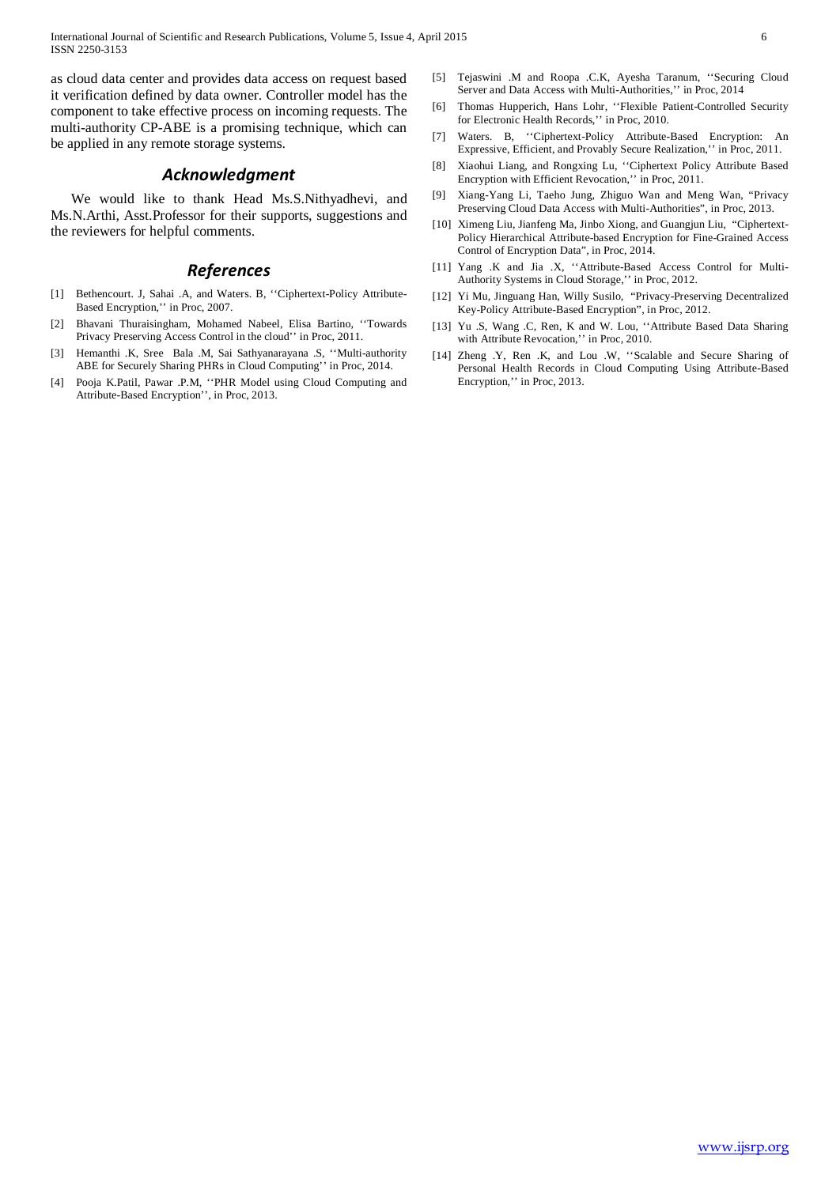as cloud data center and provides data access on request based it verification defined by data owner. Controller model has the component to take effective process on incoming requests. The multi-authority CP-ABE is a promising technique, which can be applied in any remote storage systems.

## Acknowledgment

We would like to thank Head Ms.S.Nithyadhevi, and Ms.N.Arthi, Asst.Professor for their supports, suggestions and the reviewers for helpful comments.

## References

[1] Bethencourt. J, Sahai .A, and Waters. B, ''Ciphertext-Policy Attribute-Based Encryption,'' in Proc, 2007.

[2] Bhavani Thuraisingham, Mohamed Nabeel, Elisa Bartino, ''Towards Privacy Preserving Access Control in the cloud'' in Proc, 2011.

[3] Hemanthi .K, Sree Bala .M, Sai Sathyanarayana .S, ''Multi-authority ABE for Securely Sharing PHRs in Cloud Computing'' in Proc, 2014.

[4] Pooja K.Patil, Pawar .P.M, ''PHR Model using Cloud Computing and Attribute-Based Encryption'', in Proc, 2013.

[5] Tejaswini .M and Roopa .C.K, Ayesha Taranum, ''Securing Cloud Server and Data Access with Multi-Authorities,'' in Proc, 2014

[6] Thomas Hupperich, Hans Lohr, ''Flexible Patient-Controlled Security for Electronic Health Records,'' in Proc, 2010.

[7] Waters. B, ''Ciphertext-Policy Attribute-Based Encryption: An Expressive, Efficient, and Provably Secure Realization,'' in Proc, 2011.

[8] Xiaohui Liang, and Rongxing Lu, ''Ciphertext Policy Attribute Based Encryption with Efficient Revocation,'' in Proc, 2011.

[9] Xiang-Yang Li, Taeho Jung, Zhiguo Wan and Meng Wan, "Privacy Preserving Cloud Data Access with Multi-Authorities", in Proc, 2013.

[10] Ximeng Liu, Jianfeng Ma, Jinbo Xiong, and Guangjun Liu, "Ciphertext-Policy Hierarchical Attribute-based Encryption for Fine-Grained Access Control of Encryption Data", in Proc, 2014.

[11] Yang .K and Jia .X, ''Attribute-Based Access Control for Multi-Authority Systems in Cloud Storage,'' in Proc, 2012.

[12] Yi Mu, Jinguang Han, Willy Susilo, "Privacy-Preserving Decentralized Key-Policy Attribute-Based Encryption", in Proc, 2012.

[13] Yu .S, Wang .C, Ren, K and W. Lou, ''Attribute Based Data Sharing with Attribute Revocation,'' in Proc, 2010.

[14] Zheng .Y, Ren .K, and Lou .W, ''Scalable and Secure Sharing of Personal Health Records in Cloud Computing Using Attribute-Based Encryption,'' in Proc, 2013.